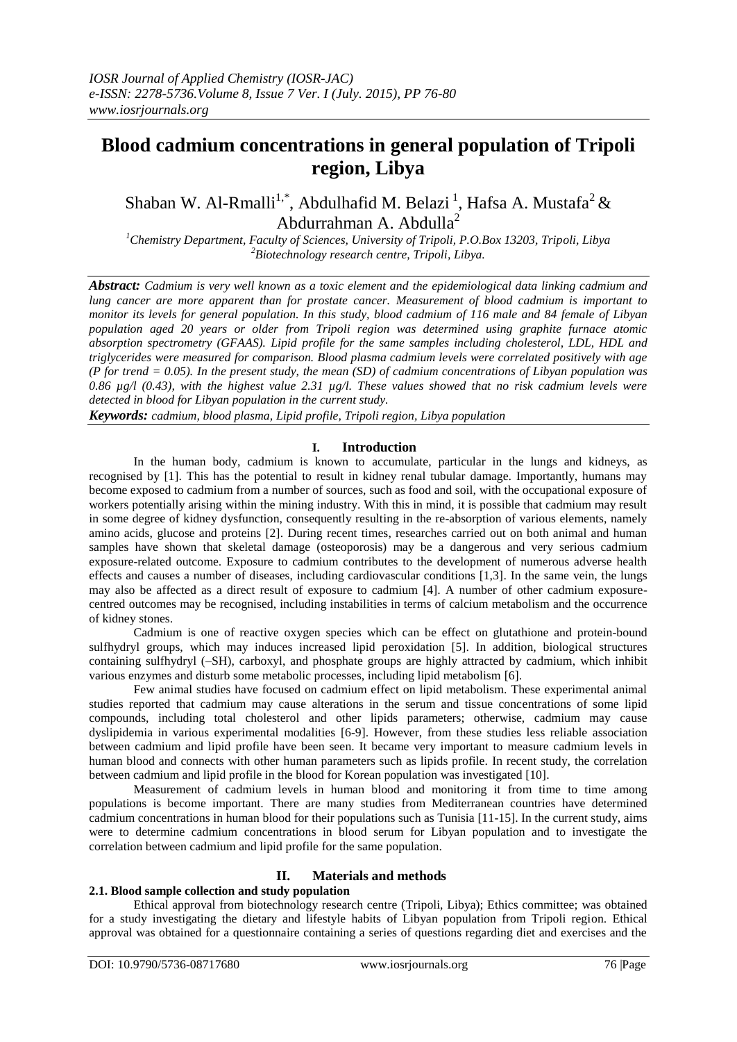# Blood cadmium concentrations in general population of Tripoli region, Libya

Shaban W. Al-Rmalli[1,*], Abdulhafid M. Belazi[1], Hafsa A. Mustafa[2] & Abdurrahman A. Abdulla[2]

[1]Chemistry Department, Faculty of Sciences, University of Tripoli, P.O.Box 13203, Tripoli, Libya
[2]Biotechnology research centre, Tripoli, Libya.

***Abstract:*** *Cadmium is very well known as a toxic element and the epidemiological data linking cadmium and lung cancer are more apparent than for prostate cancer. Measurement of blood cadmium is important to monitor its levels for general population. In this study, blood cadmium of 116 male and 84 female of Libyan population aged 20 years or older from Tripoli region was determined using graphite furnace atomic absorption spectrometry (GFAAS). Lipid profile for the same samples including cholesterol, LDL, HDL and triglycerides were measured for comparison. Blood plasma cadmium levels were correlated positively with age (P for trend = 0.05). In the present study, the mean (SD) of cadmium concentrations of Libyan population was 0.86 µg/l (0.43), with the highest value 2.31 µg/l. These values showed that no risk cadmium levels were detected in blood for Libyan population in the current study.*

***Keywords:*** *cadmium, blood plasma, Lipid profile, Tripoli region, Libya population*

## I. Introduction

In the human body, cadmium is known to accumulate, particular in the lungs and kidneys, as recognised by [1]. This has the potential to result in kidney renal tubular damage. Importantly, humans may become exposed to cadmium from a number of sources, such as food and soil, with the occupational exposure of workers potentially arising within the mining industry. With this in mind, it is possible that cadmium may result in some degree of kidney dysfunction, consequently resulting in the re-absorption of various elements, namely amino acids, glucose and proteins [2]. During recent times, researches carried out on both animal and human samples have shown that skeletal damage (osteoporosis) may be a dangerous and very serious cadmium exposure-related outcome. Exposure to cadmium contributes to the development of numerous adverse health effects and causes a number of diseases, including cardiovascular conditions [1,3]. In the same vein, the lungs may also be affected as a direct result of exposure to cadmium [4]. A number of other cadmium exposure-centred outcomes may be recognised, including instabilities in terms of calcium metabolism and the occurrence of kidney stones.

Cadmium is one of reactive oxygen species which can be effect on glutathione and protein-bound sulfhydryl groups, which may induces increased lipid peroxidation [5]. In addition, biological structures containing sulfhydryl (–SH), carboxyl, and phosphate groups are highly attracted by cadmium, which inhibit various enzymes and disturb some metabolic processes, including lipid metabolism [6].

Few animal studies have focused on cadmium effect on lipid metabolism. These experimental animal studies reported that cadmium may cause alterations in the serum and tissue concentrations of some lipid compounds, including total cholesterol and other lipids parameters; otherwise, cadmium may cause dyslipidemia in various experimental modalities [6-9]. However, from these studies less reliable association between cadmium and lipid profile have been seen. It became very important to measure cadmium levels in human blood and connects with other human parameters such as lipids profile. In recent study, the correlation between cadmium and lipid profile in the blood for Korean population was investigated [10].

Measurement of cadmium levels in human blood and monitoring it from time to time among populations is become important. There are many studies from Mediterranean countries have determined cadmium concentrations in human blood for their populations such as Tunisia [11-15]. In the current study, aims were to determine cadmium concentrations in blood serum for Libyan population and to investigate the correlation between cadmium and lipid profile for the same population.

## II. Materials and methods

### 2.1. Blood sample collection and study population

Ethical approval from biotechnology research centre (Tripoli, Libya); Ethics committee; was obtained for a study investigating the dietary and lifestyle habits of Libyan population from Tripoli region. Ethical approval was obtained for a questionnaire containing a series of questions regarding diet and exercises and the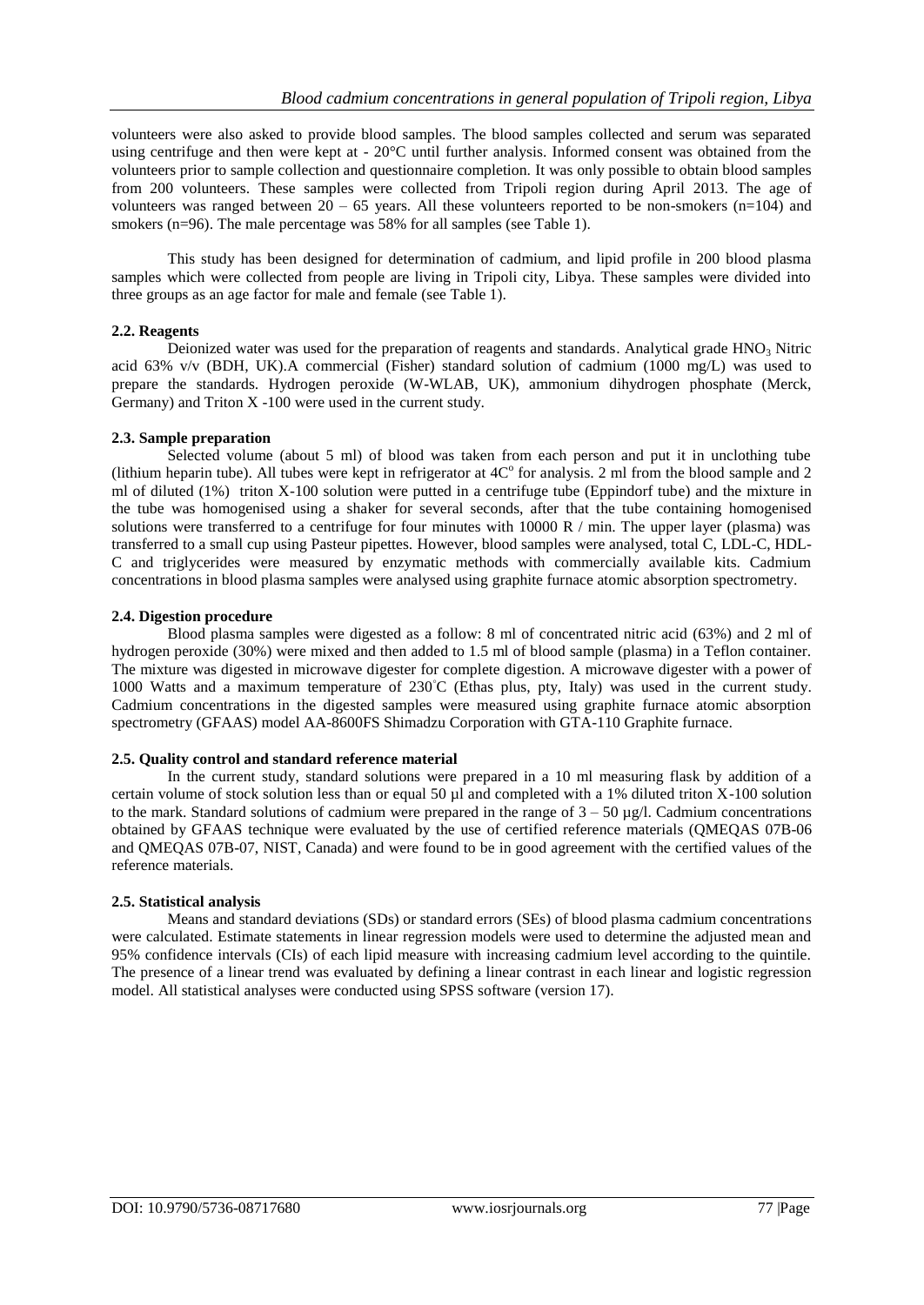volunteers were also asked to provide blood samples. The blood samples collected and serum was separated using centrifuge and then were kept at - 20°C until further analysis. Informed consent was obtained from the volunteers prior to sample collection and questionnaire completion. It was only possible to obtain blood samples from 200 volunteers. These samples were collected from Tripoli region during April 2013. The age of volunteers was ranged between 20 – 65 years. All these volunteers reported to be non-smokers (n=104) and smokers (n=96). The male percentage was 58% for all samples (see Table 1).

This study has been designed for determination of cadmium, and lipid profile in 200 blood plasma samples which were collected from people are living in Tripoli city, Libya. These samples were divided into three groups as an age factor for male and female (see Table 1).

### 2.2. Reagents

Deionized water was used for the preparation of reagents and standards. Analytical grade $HNO_3$ Nitric acid 63% v/v (BDH, UK).A commercial (Fisher) standard solution of cadmium (1000 mg/L) was used to prepare the standards. Hydrogen peroxide (W-WLAB, UK), ammonium dihydrogen phosphate (Merck, Germany) and Triton X -100 were used in the current study.

### 2.3. Sample preparation

Selected volume (about 5 ml) of blood was taken from each person and put it in unclothing tube (lithium heparin tube). All tubes were kept in refrigerator at 4C$^{o}$ for analysis. 2 ml from the blood sample and 2 ml of diluted (1%) triton X-100 solution were putted in a centrifuge tube (Eppindorf tube) and the mixture in the tube was homogenised using a shaker for several seconds, after that the tube containing homogenised solutions were transferred to a centrifuge for four minutes with 10000 R / min. The upper layer (plasma) was transferred to a small cup using Pasteur pipettes. However, blood samples were analysed, total C, LDL-C, HDL-C and triglycerides were measured by enzymatic methods with commercially available kits. Cadmium concentrations in blood plasma samples were analysed using graphite furnace atomic absorption spectrometry.

### 2.4. Digestion procedure

Blood plasma samples were digested as a follow: 8 ml of concentrated nitric acid (63%) and 2 ml of hydrogen peroxide (30%) were mixed and then added to 1.5 ml of blood sample (plasma) in a Teflon container. The mixture was digested in microwave digester for complete digestion. A microwave digester with a power of 1000 Watts and a maximum temperature of 230$^{\circ}$C (Ethas plus, pty, Italy) was used in the current study. Cadmium concentrations in the digested samples were measured using graphite furnace atomic absorption spectrometry (GFAAS) model AA-8600FS Shimadzu Corporation with GTA-110 Graphite furnace.

### 2.5. Quality control and standard reference material

In the current study, standard solutions were prepared in a 10 ml measuring flask by addition of a certain volume of stock solution less than or equal 50 µl and completed with a 1% diluted triton X-100 solution to the mark. Standard solutions of cadmium were prepared in the range of 3 – 50 µg/l. Cadmium concentrations obtained by GFAAS technique were evaluated by the use of certified reference materials (QMEQAS 07B-06 and QMEQAS 07B-07, NIST, Canada) and were found to be in good agreement with the certified values of the reference materials.

### 2.5. Statistical analysis

Means and standard deviations (SDs) or standard errors (SEs) of blood plasma cadmium concentrations were calculated. Estimate statements in linear regression models were used to determine the adjusted mean and 95% confidence intervals (CIs) of each lipid measure with increasing cadmium level according to the quintile. The presence of a linear trend was evaluated by defining a linear contrast in each linear and logistic regression model. All statistical analyses were conducted using SPSS software (version 17).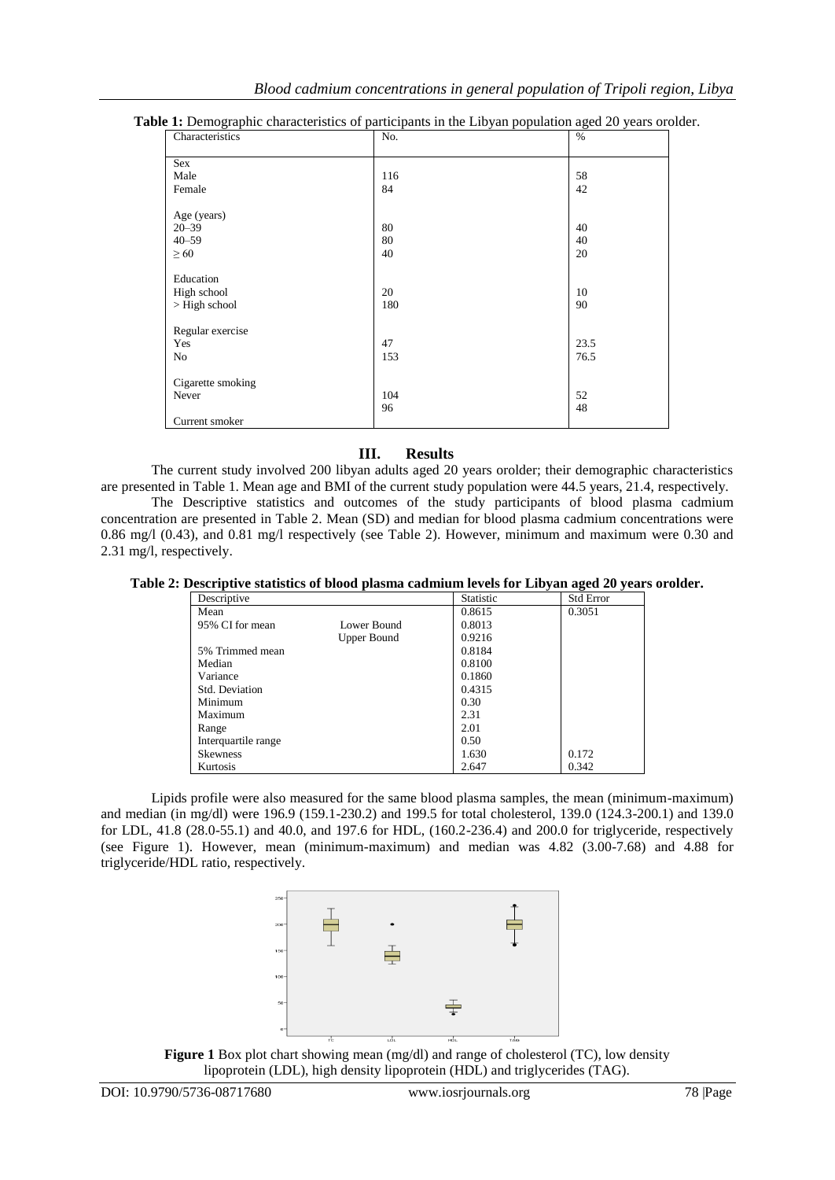**Table 1:** Demographic characteristics of participants in the Libyan population aged 20 years orolder.

| Characteristics | No. | % |
|---|---|---|
| Sex | | |
| Male | 116 | 58 |
| Female | 84 | 42 |
| Age (years) | | |
| 20–39 | 80 | 40 |
| 40–59 | 80 | 40 |
| ≥ 60 | 40 | 20 |
| Education | | |
| High school | 20 | 10 |
| > High school | 180 | 90 |
| Regular exercise | | |
| Yes | 47 | 23.5 |
| No | 153 | 76.5 |
| Cigarette smoking | | |
| Never | 104 | 52 |
| | 96 | 48 |
| Current smoker | | |

## III. Results

The current study involved 200 libyan adults aged 20 years orolder; their demographic characteristics are presented in Table 1. Mean age and BMI of the current study population were 44.5 years, 21.4, respectively.

The Descriptive statistics and outcomes of the study participants of blood plasma cadmium concentration are presented in Table 2. Mean (SD) and median for blood plasma cadmium concentrations were 0.86 mg/l (0.43), and 0.81 mg/l respectively (see Table 2). However, minimum and maximum were 0.30 and 2.31 mg/l, respectively.

**Table 2: Descriptive statistics of blood plasma cadmium levels for Libyan aged 20 years orolder.**

| Descriptive | | Statistic | Std Error |
|---|---|---|---|
| Mean | | 0.8615 | 0.3051 |
| 95% CI for mean | Lower Bound | 0.8013 | |
| | Upper Bound | 0.9216 | |
| 5% Trimmed mean | | 0.8184 | |
| Median | | 0.8100 | |
| Variance | | 0.1860 | |
| Std. Deviation | | 0.4315 | |
| Minimum | | 0.30 | |
| Maximum | | 2.31 | |
| Range | | 2.01 | |
| Interquartile range | | 0.50 | |
| Skewness | | 1.630 | 0.172 |
| Kurtosis | | 2.647 | 0.342 |

Lipids profile were also measured for the same blood plasma samples, the mean (minimum-maximum) and median (in mg/dl) were 196.9 (159.1-230.2) and 199.5 for total cholesterol, 139.0 (124.3-200.1) and 139.0 for LDL, 41.8 (28.0-55.1) and 40.0, and 197.6 for HDL, (160.2-236.4) and 200.0 for triglyceride, respectively (see Figure 1). However, mean (minimum-maximum) and median was 4.82 (3.00-7.68) and 4.88 for triglyceride/HDL ratio, respectively.

**Figure 1** Box plot chart showing mean (mg/dl) and range of cholesterol (TC), low density lipoprotein (LDL), high density lipoprotein (HDL) and triglycerides (TAG).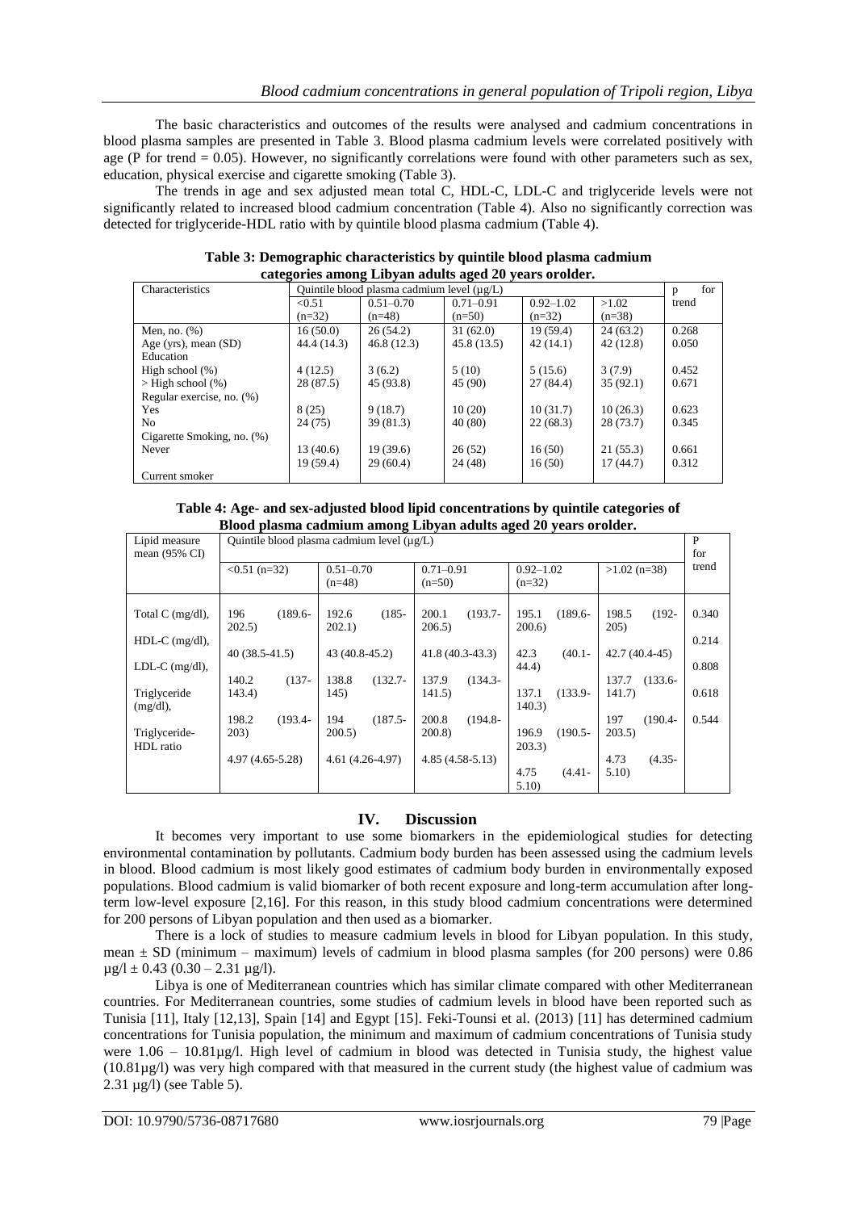The basic characteristics and outcomes of the results were analysed and cadmium concentrations in blood plasma samples are presented in Table 3. Blood plasma cadmium levels were correlated positively with age (P for trend = 0.05). However, no significantly correlations were found with other parameters such as sex, education, physical exercise and cigarette smoking (Table 3).

The trends in age and sex adjusted mean total C, HDL-C, LDL-C and triglyceride levels were not significantly related to increased blood cadmium concentration (Table 4). Also no significantly correction was detected for triglyceride-HDL ratio with by quintile blood plasma cadmium (Table 4).

**Table 3: Demographic characteristics by quintile blood plasma cadmium categories among Libyan adults aged 20 years orolder.**

| Characteristics | Quintile blood plasma cadmium level (µg/L) | | | | | p for trend |
|---|---|---|---|---|---|---|
| | <0.51 (n=32) | 0.51–0.70 (n=48) | 0.71–0.91 (n=50) | 0.92–1.02 (n=32) | >1.02 (n=38) | |
| Men, no. (%) | 16 (50.0) | 26 (54.2) | 31 (62.0) | 19 (59.4) | 24 (63.2) | 0.268 |
| Age (yrs), mean (SD) | 44.4 (14.3) | 46.8 (12.3) | 45.8 (13.5) | 42 (14.1) | 42 (12.8) | 0.050 |
| Education | | | | | | |
| High school (%) | 4 (12.5) | 3 (6.2) | 5 (10) | 5 (15.6) | 3 (7.9) | 0.452 |
| > High school (%) | 28 (87.5) | 45 (93.8) | 45 (90) | 27 (84.4) | 35 (92.1) | 0.671 |
| Regular exercise, no. (%) | | | | | | |
| Yes | 8 (25) | 9 (18.7) | 10 (20) | 10 (31.7) | 10 (26.3) | 0.623 |
| No | 24 (75) | 39 (81.3) | 40 (80) | 22 (68.3) | 28 (73.7) | 0.345 |
| Cigarette Smoking, no. (%) | | | | | | |
| Never | 13 (40.6) | 19 (39.6) | 26 (52) | 16 (50) | 21 (55.3) | 0.661 |
| Current smoker | 19 (59.4) | 29 (60.4) | 24 (48) | 16 (50) | 17 (44.7) | 0.312 |

**Table 4: Age- and sex-adjusted blood lipid concentrations by quintile categories of Blood plasma cadmium among Libyan adults aged 20 years orolder.**

| Lipid measure mean (95% CI) | Quintile blood plasma cadmium level (µg/L) | | | | | P for trend |
|---|---|---|---|---|---|---|
| | <0.51 (n=32) | 0.51–0.70 (n=48) | 0.71–0.91 (n=50) | 0.92–1.02 (n=32) | >1.02 (n=38) | |
| Total C (mg/dl), | 196 (189.6-202.5) | 192.6 (185-202.1) | 200.1 (193.7-206.5) | 195.1 (189.6-200.6) | 198.5 (192-205) | 0.340 |
| HDL-C (mg/dl), | 40 (38.5-41.5) | 43 (40.8-45.2) | 41.8 (40.3-43.3) | 42.3 (40.1-44.4) | 42.7 (40.4-45) | 0.214 |
| LDL-C (mg/dl), | 140.2 (137-143.4) | 138.8 (132.7-145) | 137.9 (134.3-141.5) | 137.1 (133.9-140.3) | 137.7 (133.6-141.7) | 0.808 |
| Triglyceride (mg/dl), | 198.2 (193.4-203) | 194 (187.5-200.5) | 200.8 (194.8-200.8) | 196.9 (190.5-203.3) | 197 (190.4-203.5) | 0.618 |
| Triglyceride-HDL ratio | 4.97 (4.65-5.28) | 4.61 (4.26-4.97) | 4.85 (4.58-5.13) | 4.75 (4.41-5.10) | 4.73 (4.35-5.10) | 0.544 |

## IV. Discussion

It becomes very important to use some biomarkers in the epidemiological studies for detecting environmental contamination by pollutants. Cadmium body burden has been assessed using the cadmium levels in blood. Blood cadmium is most likely good estimates of cadmium body burden in environmentally exposed populations. Blood cadmium is valid biomarker of both recent exposure and long-term accumulation after long-term low-level exposure [2,16]. For this reason, in this study blood cadmium concentrations were determined for 200 persons of Libyan population and then used as a biomarker.

There is a lock of studies to measure cadmium levels in blood for Libyan population. In this study, mean ± SD (minimum – maximum) levels of cadmium in blood plasma samples (for 200 persons) were 0.86 µg/l ± 0.43 (0.30 – 2.31 µg/l).

Libya is one of Mediterranean countries which has similar climate compared with other Mediterranean countries. For Mediterranean countries, some studies of cadmium levels in blood have been reported such as Tunisia [11], Italy [12,13], Spain [14] and Egypt [15]. Feki-Tounsi et al. (2013) [11] has determined cadmium concentrations for Tunisia population, the minimum and maximum of cadmium concentrations of Tunisia study were 1.06 – 10.81µg/l. High level of cadmium in blood was detected in Tunisia study, the highest value (10.81µg/l) was very high compared with that measured in the current study (the highest value of cadmium was 2.31 µg/l) (see Table 5).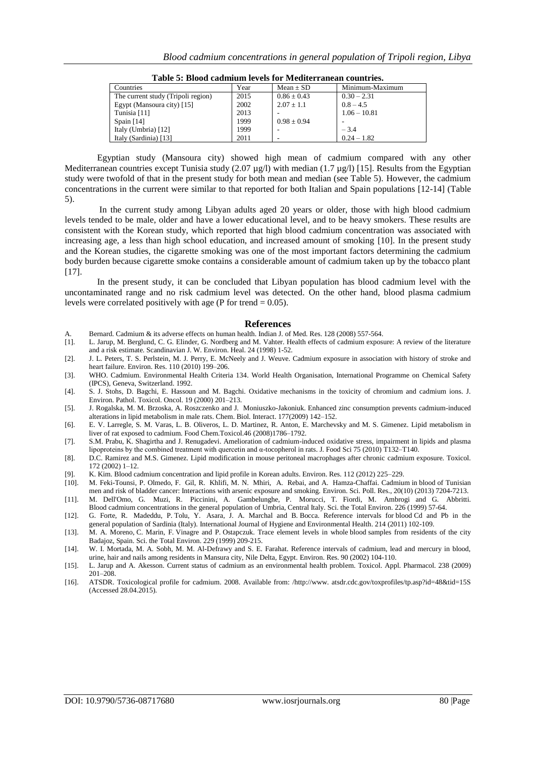**Table 5: Blood cadmium levels for Mediterranean countries.**

| Countries | Year | Mean ± SD | Minimum-Maximum |
|---|---|---|---|
| The current study (Tripoli region) | 2015 | 0.86 ± 0.43 | 0.30 – 2.31 |
| Egypt (Mansoura city) [15] | 2002 | 2.07 ± 1.1 | 0.8 – 4.5 |
| Tunisia [11] | 2013 | - | 1.06 – 10.81 |
| Spain [14] | 1999 | 0.98 ± 0.94 | - |
| Italy (Umbria) [12] | 1999 | - | – 3.4 |
| Italy (Sardinia) [13] | 2011 | - | 0.24 – 1.82 |

Egyptian study (Mansoura city) showed high mean of cadmium compared with any other Mediterranean countries except Tunisia study (2.07 µg/l) with median (1.7 µg/l) [15]. Results from the Egyptian study were twofold of that in the present study for both mean and median (see Table 5). However, the cadmium concentrations in the current were similar to that reported for both Italian and Spain populations [12-14] (Table 5).

In the current study among Libyan adults aged 20 years or older, those with high blood cadmium levels tended to be male, older and have a lower educational level, and to be heavy smokers. These results are consistent with the Korean study, which reported that high blood cadmium concentration was associated with increasing age, a less than high school education, and increased amount of smoking [10]. In the present study and the Korean studies, the cigarette smoking was one of the most important factors determining the cadmium body burden because cigarette smoke contains a considerable amount of cadmium taken up by the tobacco plant [17].

In the present study, it can be concluded that Libyan population has blood cadmium level with the uncontaminated range and no risk cadmium level was detected. On the other hand, blood plasma cadmium levels were correlated positively with age (P for trend = 0.05).

## References

A. Bernard. Cadmium & its adverse effects on human health. Indian J. of Med. Res. 128 (2008) 557-564.

[1]. L. Jarup, M. Berglund, C. G. Elinder, G. Nordberg and M. Vahter. Health effects of cadmium exposure: A review of the literature and a risk estimate. Scandinavian J. W. Environ. Heal. 24 (1998) 1-52.

[2]. J. L. Peters, T. S. Perlstein, M. J. Perry, E. McNeely and J. Weuve. Cadmium exposure in association with history of stroke and heart failure. Environ. Res. 110 (2010) 199–206.

[3]. WHO. Cadmium. Environmental Health Criteria 134. World Health Organisation, International Programme on Chemical Safety (IPCS), Geneva, Switzerland. 1992.

[4]. S. J. Stohs, D. Bagchi, E. Hassoun and M. Bagchi. Oxidative mechanisms in the toxicity of chromium and cadmium ions. J. Environ. Pathol. Toxicol. Oncol. 19 (2000) 201–213.

[5]. J. Rogalska, M. M. Brzoska, A. Roszczenko and J. Moniuszko-Jakoniuk. Enhanced zinc consumption prevents cadmium-induced alterations in lipid metabolism in male rats. Chem. Biol. Interact. 177(2009) 142–152.

[6]. E. V. Larregle, S. M. Varas, L. B. Oliveros, L. D. Martinez, R. Anton, E. Marchevsky and M. S. Gimenez. Lipid metabolism in liver of rat exposed to cadmium. Food Chem.Toxicol.46 (2008)1786–1792.

[7]. S.M. Prabu, K. Shagirtha and J. Renugadevi. Amelioration of cadmium-induced oxidative stress, impairment in lipids and plasma lipoproteins by the combined treatment with quercetin and α-tocopherol in rats. J. Food Sci 75 (2010) T132–T140.

[8]. D.C. Ramirez and M.S. Gimenez. Lipid modification in mouse peritoneal macrophages after chronic cadmium exposure. Toxicol. 172 (2002) 1–12.

[9]. K. Kim. Blood cadmium concentration and lipid profile in Korean adults. Environ. Res. 112 (2012) 225–229.

[10]. M. Feki-Tounsi, P. Olmedo, F. Gil, R. Khlifi, M. N. Mhiri, A. Rebai, and A. Hamza-Chaffai. Cadmium in blood of Tunisian men and risk of bladder cancer: Interactions with arsenic exposure and smoking. Environ. Sci. Poll. Res., 20(10) (2013) 7204-7213.

[11]. M. Dell'Omo, G. Muzi, R. Piccinini, A. Gambelunghe, P. Morucci, T. Fiordi, M. Ambrogi and G. Abbritti. Blood cadmium concentrations in the general population of Umbria, Central Italy. Sci. the Total Environ. 226 (1999) 57-64.

[12]. G. Forte, R. Madeddu, P. Tolu, Y. Asara, J. A. Marchal and B. Bocca. Reference intervals for blood Cd and Pb in the general population of Sardinia (Italy). International Journal of Hygiene and Environmental Health. 214 (2011) 102-109.

[13]. M. A. Moreno, C. Marin, F. Vinagre and P. Ostapczuk. Trace element levels in whole blood samples from residents of the city Badajoz, Spain. Sci. the Total Environ. 229 (1999) 209-215.

[14]. W. I. Mortada, M. A. Sobh, M. M. Al-Defrawy and S. E. Farahat. Reference intervals of cadmium, lead and mercury in blood, urine, hair and nails among residents in Mansura city, Nile Delta, Egypt. Environ. Res. 90 (2002) 104-110.

[15]. L. Jarup and A. Akesson. Current status of cadmium as an environmental health problem. Toxicol. Appl. Pharmacol. 238 (2009) 201–208.

[16]. ATSDR. Toxicological profile for cadmium. 2008. Available from: /http://www. atsdr.cdc.gov/toxprofiles/tp.asp?id=48&tid=15S (Accessed 28.04.2015).